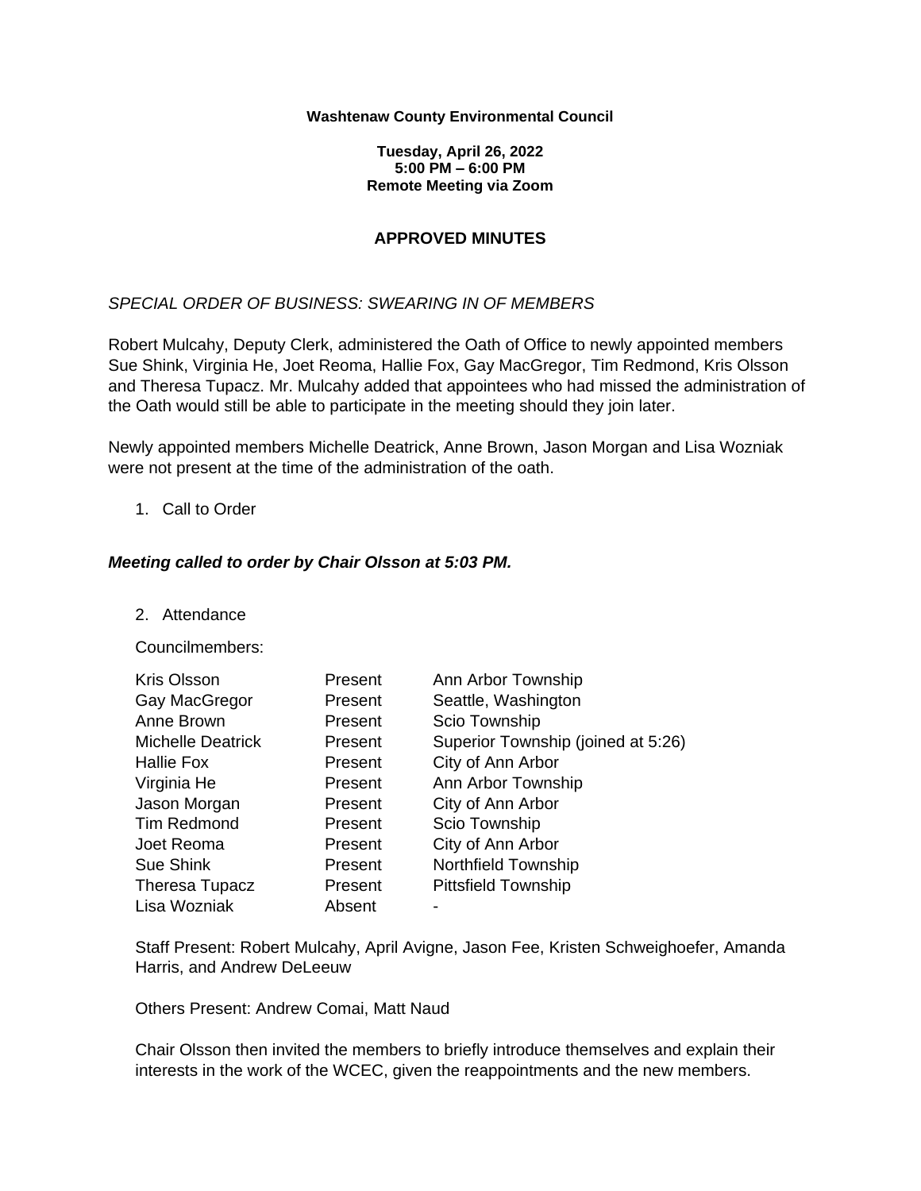**Washtenaw County Environmental Council**

**Tuesday, April 26, 2022**
**5:00 PM – 6:00 PM**
**Remote Meeting via Zoom**

## APPROVED MINUTES

*SPECIAL ORDER OF BUSINESS: SWEARING IN OF MEMBERS*

Robert Mulcahy, Deputy Clerk, administered the Oath of Office to newly appointed members Sue Shink, Virginia He, Joet Reoma, Hallie Fox, Gay MacGregor, Tim Redmond, Kris Olsson and Theresa Tupacz. Mr. Mulcahy added that appointees who had missed the administration of the Oath would still be able to participate in the meeting should they join later.

Newly appointed members Michelle Deatrick, Anne Brown, Jason Morgan and Lisa Wozniak were not present at the time of the administration of the oath.

1. Call to Order

***Meeting called to order by Chair Olsson at 5:03 PM.***

2. Attendance

Councilmembers:

| | | |
|---|---|---|
| Kris Olsson | Present | Ann Arbor Township |
| Gay MacGregor | Present | Seattle, Washington |
| Anne Brown | Present | Scio Township |
| Michelle Deatrick | Present | Superior Township (joined at 5:26) |
| Hallie Fox | Present | City of Ann Arbor |
| Virginia He | Present | Ann Arbor Township |
| Jason Morgan | Present | City of Ann Arbor |
| Tim Redmond | Present | Scio Township |
| Joet Reoma | Present | City of Ann Arbor |
| Sue Shink | Present | Northfield Township |
| Theresa Tupacz | Present | Pittsfield Township |
| Lisa Wozniak | Absent | - |

Staff Present: Robert Mulcahy, April Avigne, Jason Fee, Kristen Schweighoefer, Amanda Harris, and Andrew DeLeeuw

Others Present: Andrew Comai, Matt Naud

Chair Olsson then invited the members to briefly introduce themselves and explain their interests in the work of the WCEC, given the reappointments and the new members.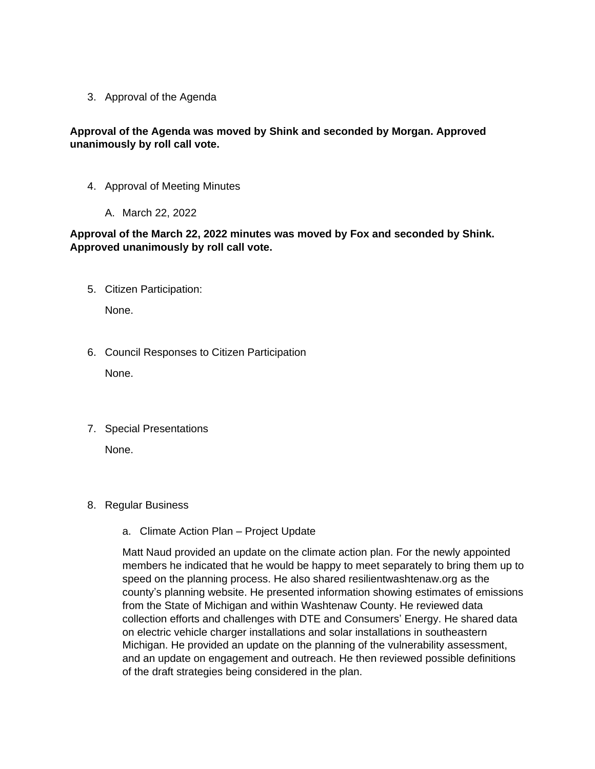3. Approval of the Agenda

**Approval of the Agenda was moved by Shink and seconded by Morgan. Approved unanimously by roll call vote.**

4. Approval of Meeting Minutes

   A. March 22, 2022

**Approval of the March 22, 2022 minutes was moved by Fox and seconded by Shink. Approved unanimously by roll call vote.**

5. Citizen Participation:

   None.

6. Council Responses to Citizen Participation

   None.

7. Special Presentations

   None.

8. Regular Business

   a. Climate Action Plan – Project Update

   Matt Naud provided an update on the climate action plan. For the newly appointed members he indicated that he would be happy to meet separately to bring them up to speed on the planning process. He also shared resilientwashtenaw.org as the county's planning website. He presented information showing estimates of emissions from the State of Michigan and within Washtenaw County. He reviewed data collection efforts and challenges with DTE and Consumers' Energy. He shared data on electric vehicle charger installations and solar installations in southeastern Michigan. He provided an update on the planning of the vulnerability assessment, and an update on engagement and outreach. He then reviewed possible definitions of the draft strategies being considered in the plan.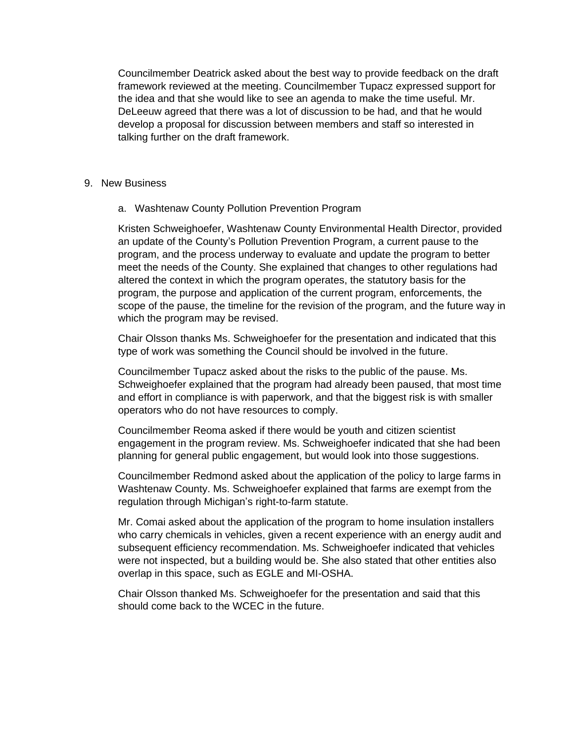Councilmember Deatrick asked about the best way to provide feedback on the draft framework reviewed at the meeting. Councilmember Tupacz expressed support for the idea and that she would like to see an agenda to make the time useful. Mr. DeLeeuw agreed that there was a lot of discussion to be had, and that he would develop a proposal for discussion between members and staff so interested in talking further on the draft framework.

9. New Business

   a. Washtenaw County Pollution Prevention Program

   Kristen Schweighoefer, Washtenaw County Environmental Health Director, provided an update of the County's Pollution Prevention Program, a current pause to the program, and the process underway to evaluate and update the program to better meet the needs of the County. She explained that changes to other regulations had altered the context in which the program operates, the statutory basis for the program, the purpose and application of the current program, enforcements, the scope of the pause, the timeline for the revision of the program, and the future way in which the program may be revised.

   Chair Olsson thanks Ms. Schweighoefer for the presentation and indicated that this type of work was something the Council should be involved in the future.

   Councilmember Tupacz asked about the risks to the public of the pause. Ms. Schweighoefer explained that the program had already been paused, that most time and effort in compliance is with paperwork, and that the biggest risk is with smaller operators who do not have resources to comply.

   Councilmember Reoma asked if there would be youth and citizen scientist engagement in the program review. Ms. Schweighoefer indicated that she had been planning for general public engagement, but would look into those suggestions.

   Councilmember Redmond asked about the application of the policy to large farms in Washtenaw County. Ms. Schweighoefer explained that farms are exempt from the regulation through Michigan's right-to-farm statute.

   Mr. Comai asked about the application of the program to home insulation installers who carry chemicals in vehicles, given a recent experience with an energy audit and subsequent efficiency recommendation. Ms. Schweighoefer indicated that vehicles were not inspected, but a building would be. She also stated that other entities also overlap in this space, such as EGLE and MI-OSHA.

   Chair Olsson thanked Ms. Schweighoefer for the presentation and said that this should come back to the WCEC in the future.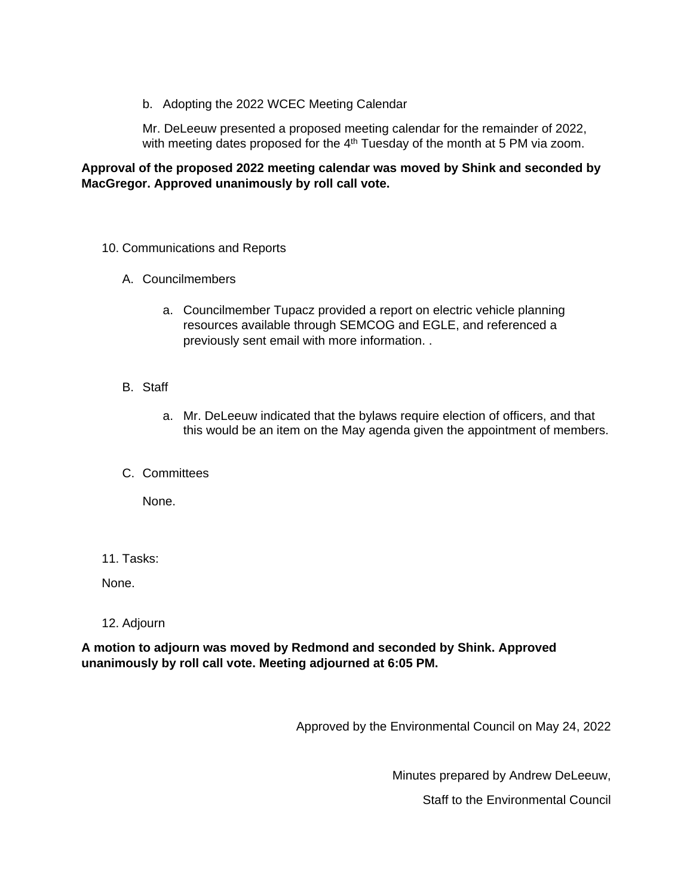b. Adopting the 2022 WCEC Meeting Calendar

Mr. DeLeeuw presented a proposed meeting calendar for the remainder of 2022, with meeting dates proposed for the 4th Tuesday of the month at 5 PM via zoom.

**Approval of the proposed 2022 meeting calendar was moved by Shink and seconded by MacGregor. Approved unanimously by roll call vote.**

10. Communications and Reports

A. Councilmembers

a. Councilmember Tupacz provided a report on electric vehicle planning resources available through SEMCOG and EGLE, and referenced a previously sent email with more information. .

B. Staff

a. Mr. DeLeeuw indicated that the bylaws require election of officers, and that this would be an item on the May agenda given the appointment of members.

C. Committees

None.

11. Tasks:

None.

12. Adjourn

**A motion to adjourn was moved by Redmond and seconded by Shink. Approved unanimously by roll call vote. Meeting adjourned at 6:05 PM.**

Approved by the Environmental Council on May 24, 2022

Minutes prepared by Andrew DeLeeuw,

Staff to the Environmental Council